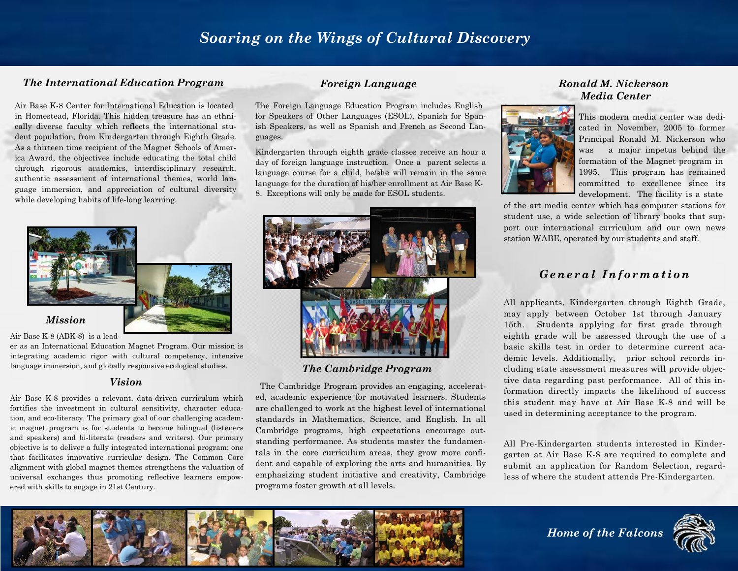# Soaring on the Wings of Cultural Discovery

## The International Education Program

Air Base K-8 Center for International Education is located in Homestead, Florida. This hidden treasure has an ethnically diverse faculty which reflects the international student population, from Kindergarten through Eighth Grade. As a thirteen time recipient of the Magnet Schools of America Award, the objectives include educating the total child through rigorous academics, interdisciplinary research, authentic assessment of international themes, world language immersion, and appreciation of cultural diversity while developing habits of life-long learning.

### Mission

Air Base K-8 (ABK-8) is a leader as an International Education Magnet Program. Our mission is integrating academic rigor with cultural competency, intensive language immersion, and globally responsive ecological studies.

### Vision

Air Base K-8 provides a relevant, data-driven curriculum which fortifies the investment in cultural sensitivity, character education, and eco-literacy. The primary goal of our challenging academic magnet program is for students to become bilingual (listeners and speakers) and bi-literate (readers and writers). Our primary objective is to deliver a fully integrated international program; one that facilitates innovative curricular design. The Common Core alignment with global magnet themes strengthens the valuation of universal exchanges thus promoting reflective learners empowered with skills to engage in 21st Century.

## Foreign Language

The Foreign Language Education Program includes English for Speakers of Other Languages (ESOL), Spanish for Spanish Speakers, as well as Spanish and French as Second Languages.

Kindergarten through eighth grade classes receive an hour a day of foreign language instruction. Once a parent selects a language course for a child, he/she will remain in the same language for the duration of his/her enrollment at Air Base K-8. Exceptions will only be made for ESOL students.

## The Cambridge Program

The Cambridge Program provides an engaging, accelerated, academic experience for motivated learners. Students are challenged to work at the highest level of international standards in Mathematics, Science, and English. In all Cambridge programs, high expectations encourage outstanding performance. As students master the fundamentals in the core curriculum areas, they grow more confident and capable of exploring the arts and humanities. By emphasizing student initiative and creativity, Cambridge programs foster growth at all levels.

## Ronald M. Nickerson Media Center

This modern media center was dedicated in November, 2005 to former Principal Ronald M. Nickerson who was a major impetus behind the formation of the Magnet program in 1995. This program has remained committed to excellence since its development. The facility is a state of the art media center which has computer stations for student use, a wide selection of library books that support our international curriculum and our own news station WABE, operated by our students and staff.

## General Information

All applicants, Kindergarten through Eighth Grade, may apply between October 1st through January 15th. Students applying for first grade through eighth grade will be assessed through the use of a basic skills test in order to determine current academic levels. Additionally, prior school records including state assessment measures will provide objective data regarding past performance. All of this information directly impacts the likelihood of success this student may have at Air Base K-8 and will be used in determining acceptance to the program.

All Pre-Kindergarten students interested in Kindergarten at Air Base K-8 are required to complete and submit an application for Random Selection, regardless of where the student attends Pre-Kindergarten.

*Home of the Falcons*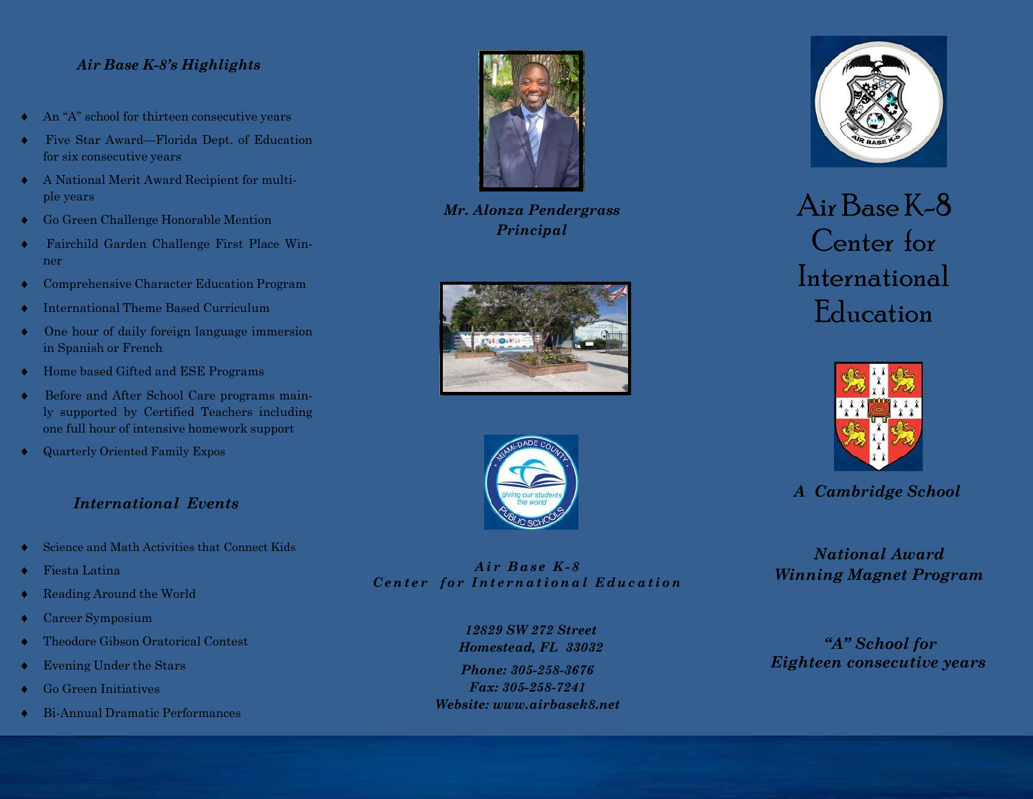### *Air Base K-8's Highlights*

- An "A" school for thirteen consecutive years
- Five Star Award—Florida Dept. of Education for six consecutive years
- A National Merit Award Recipient for multiple years
- Go Green Challenge Honorable Mention
- Fairchild Garden Challenge First Place Winner
- Comprehensive Character Education Program
- International Theme Based Curriculum
- One hour of daily foreign language immersion in Spanish or French
- Home based Gifted and ESE Programs
- Before and After School Care programs mainly supported by Certified Teachers including one full hour of intensive homework support
- Quarterly Oriented Family Expos

### *International Events*

- Science and Math Activities that Connect Kids
- Fiesta Latina
- Reading Around the World
- Career Symposium
- Theodore Gibson Oratorical Contest
- Evening Under the Stars
- Go Green Initiatives
- Bi-Annual Dramatic Performances

***Mr. Alonza Pendergrass***
***Principal***

MIAMI-DADE COUNTY PUBLIC SCHOOLS
giving our students the world

***Air Base K-8***
***Center for International Education***

*12829 SW 272 Street*
*Homestead, FL 33032*

*Phone: 305-258-3676*
*Fax: 305-258-7241*
*Website: www.airbasek8.net*

AIR BASE K-8

# Air Base K-8 Center for International Education

***A Cambridge School***

***National Award Winning Magnet Program***

***"A" School for Eighteen consecutive years***